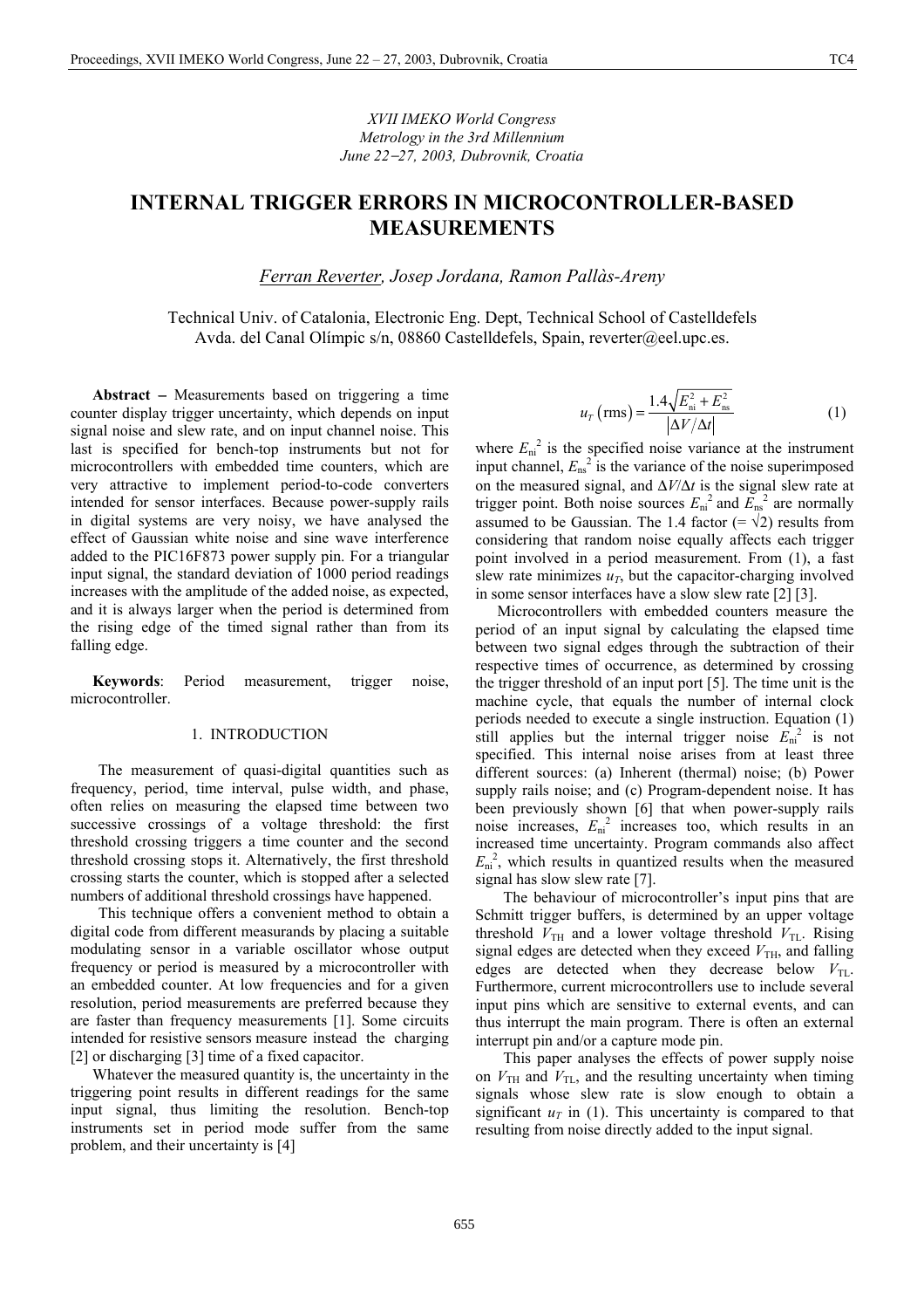*XVII IMEKO World Congress*
*Metrology in the 3rd Millennium*
*June 22−27, 2003, Dubrovnik, Croatia*

# INTERNAL TRIGGER ERRORS IN MICROCONTROLLER-BASED MEASUREMENTS

*Ferran Reverter, Josep Jordana, Ramon Pallàs-Areny*

Technical Univ. of Catalonia, Electronic Eng. Dept, Technical School of Castelldefels
Avda. del Canal Olímpic s/n, 08860 Castelldefels, Spain, reverter@eel.upc.es.

**Abstract –** Measurements based on triggering a time counter display trigger uncertainty, which depends on input signal noise and slew rate, and on input channel noise. This last is specified for bench-top instruments but not for microcontrollers with embedded time counters, which are very attractive to implement period-to-code converters intended for sensor interfaces. Because power-supply rails in digital systems are very noisy, we have analysed the effect of Gaussian white noise and sine wave interference added to the PIC16F873 power supply pin. For a triangular input signal, the standard deviation of 1000 period readings increases with the amplitude of the added noise, as expected, and it is always larger when the period is determined from the rising edge of the timed signal rather than from its falling edge.

**Keywords**: Period measurement, trigger noise, microcontroller.

## 1. INTRODUCTION

The measurement of quasi-digital quantities such as frequency, period, time interval, pulse width, and phase, often relies on measuring the elapsed time between two successive crossings of a voltage threshold: the first threshold crossing triggers a time counter and the second threshold crossing stops it. Alternatively, the first threshold crossing starts the counter, which is stopped after a selected numbers of additional threshold crossings have happened.

This technique offers a convenient method to obtain a digital code from different measurands by placing a suitable modulating sensor in a variable oscillator whose output frequency or period is measured by a microcontroller with an embedded counter. At low frequencies and for a given resolution, period measurements are preferred because they are faster than frequency measurements [1]. Some circuits intended for resistive sensors measure instead the charging [2] or discharging [3] time of a fixed capacitor.

Whatever the measured quantity is, the uncertainty in the triggering point results in different readings for the same input signal, thus limiting the resolution. Bench-top instruments set in period mode suffer from the same problem, and their uncertainty is [4]

$$u_T\left(\text{rms}\right) = \frac{1.4\sqrt{E_{\text{ni}}^2 + E_{\text{ns}}^2}}{\left|\Delta V / \Delta t\right|} \qquad (1)$$

where $E_{\text{ni}}^2$ is the specified noise variance at the instrument input channel, $E_{\text{ns}}^2$ is the variance of the noise superimposed on the measured signal, and $\Delta V/\Delta t$ is the signal slew rate at trigger point. Both noise sources $E_{\text{ni}}^2$ and $E_{\text{ns}}^2$ are normally assumed to be Gaussian. The 1.4 factor (= $\sqrt{2}$) results from considering that random noise equally affects each trigger point involved in a period measurement. From (1), a fast slew rate minimizes $u_T$, but the capacitor-charging involved in some sensor interfaces have a slow slew rate [2] [3].

Microcontrollers with embedded counters measure the period of an input signal by calculating the elapsed time between two signal edges through the subtraction of their respective times of occurrence, as determined by crossing the trigger threshold of an input port [5]. The time unit is the machine cycle, that equals the number of internal clock periods needed to execute a single instruction. Equation (1) still applies but the internal trigger noise $E_{\text{ni}}^2$ is not specified. This internal noise arises from at least three different sources: (a) Inherent (thermal) noise; (b) Power supply rails noise; and (c) Program-dependent noise. It has been previously shown [6] that when power-supply rails noise increases, $E_{\text{ni}}^2$ increases too, which results in an increased time uncertainty. Program commands also affect $E_{\text{ni}}^2$, which results in quantized results when the measured signal has slow slew rate [7].

The behaviour of microcontroller's input pins that are Schmitt trigger buffers, is determined by an upper voltage threshold $V_{\text{TH}}$ and a lower voltage threshold $V_{\text{TL}}$. Rising signal edges are detected when they exceed $V_{\text{TH}}$, and falling edges are detected when they decrease below $V_{\text{TL}}$. Furthermore, current microcontrollers use to include several input pins which are sensitive to external events, and can thus interrupt the main program. There is often an external interrupt pin and/or a capture mode pin.

This paper analyses the effects of power supply noise on $V_{\text{TH}}$ and $V_{\text{TL}}$, and the resulting uncertainty when timing signals whose slew rate is slow enough to obtain a significant $u_T$ in (1). This uncertainty is compared to that resulting from noise directly added to the input signal.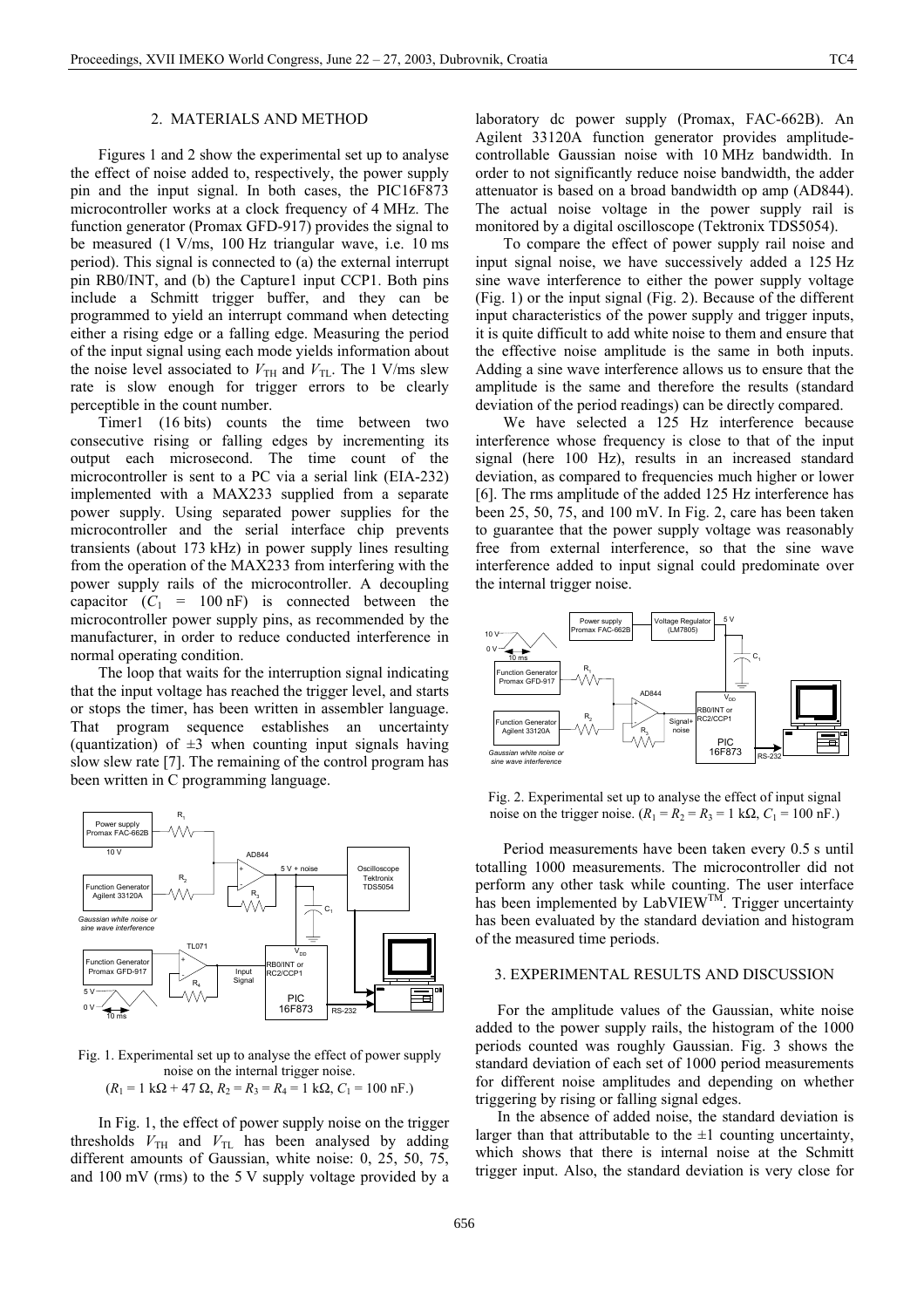## 2. MATERIALS AND METHOD

Figures 1 and 2 show the experimental set up to analyse the effect of noise added to, respectively, the power supply pin and the input signal. In both cases, the PIC16F873 microcontroller works at a clock frequency of 4 MHz. The function generator (Promax GFD-917) provides the signal to be measured (1 V/ms, 100 Hz triangular wave, i.e. 10 ms period). This signal is connected to (a) the external interrupt pin RB0/INT, and (b) the Capture1 input CCP1. Both pins include a Schmitt trigger buffer, and they can be programmed to yield an interrupt command when detecting either a rising edge or a falling edge. Measuring the period of the input signal using each mode yields information about the noise level associated to $V_{TH}$ and $V_{TL}$. The 1 V/ms slew rate is slow enough for trigger errors to be clearly perceptible in the count number.

Timer1 (16 bits) counts the time between two consecutive rising or falling edges by incrementing its output each microsecond. The time count of the microcontroller is sent to a PC via a serial link (EIA-232) implemented with a MAX233 supplied from a separate power supply. Using separated power supplies for the microcontroller and the serial interface chip prevents transients (about 173 kHz) in power supply lines resulting from the operation of the MAX233 from interfering with the power supply rails of the microcontroller. A decoupling capacitor ($C_1$ = 100 nF) is connected between the microcontroller power supply pins, as recommended by the manufacturer, in order to reduce conducted interference in normal operating condition.

The loop that waits for the interruption signal indicating that the input voltage has reached the trigger level, and starts or stops the timer, has been written in assembler language. That program sequence establishes an uncertainty (quantization) of ±3 when counting input signals having slow slew rate [7]. The remaining of the control program has been written in C programming language.

Fig. 1. Experimental set up to analyse the effect of power supply noise on the internal trigger noise. ($R_1$ = 1 kΩ + 47 Ω, $R_2$ = $R_3$ = $R_4$ = 1 kΩ, $C_1$ = 100 nF.)

In Fig. 1, the effect of power supply noise on the trigger thresholds $V_{TH}$ and $V_{TL}$ has been analysed by adding different amounts of Gaussian, white noise: 0, 25, 50, 75, and 100 mV (rms) to the 5 V supply voltage provided by a laboratory dc power supply (Promax, FAC-662B). An Agilent 33120A function generator provides amplitude-controllable Gaussian noise with 10 MHz bandwidth. In order to not significantly reduce noise bandwidth, the adder attenuator is based on a broad bandwidth op amp (AD844). The actual noise voltage in the power supply rail is monitored by a digital oscilloscope (Tektronix TDS5054).

To compare the effect of power supply rail noise and input signal noise, we have successively added a 125 Hz sine wave interference to either the power supply voltage (Fig. 1) or the input signal (Fig. 2). Because of the different input characteristics of the power supply and trigger inputs, it is quite difficult to add white noise to them and ensure that the effective noise amplitude is the same in both inputs. Adding a sine wave interference allows us to ensure that the amplitude is the same and therefore the results (standard deviation of the period readings) can be directly compared.

We have selected a 125 Hz interference because interference whose frequency is close to that of the input signal (here 100 Hz), results in an increased standard deviation, as compared to frequencies much higher or lower [6]. The rms amplitude of the added 125 Hz interference has been 25, 50, 75, and 100 mV. In Fig. 2, care has been taken to guarantee that the power supply voltage was reasonably free from external interference, so that the sine wave interference added to input signal could predominate over the internal trigger noise.

Fig. 2. Experimental set up to analyse the effect of input signal noise on the trigger noise. ($R_1$ = $R_2$ = $R_3$ = 1 kΩ, $C_1$ = 100 nF.)

Period measurements have been taken every 0.5 s until totalling 1000 measurements. The microcontroller did not perform any other task while counting. The user interface has been implemented by LabVIEW™. Trigger uncertainty has been evaluated by the standard deviation and histogram of the measured time periods.

## 3. EXPERIMENTAL RESULTS AND DISCUSSION

For the amplitude values of the Gaussian, white noise added to the power supply rails, the histogram of the 1000 periods counted was roughly Gaussian. Fig. 3 shows the standard deviation of each set of 1000 period measurements for different noise amplitudes and depending on whether triggering by rising or falling signal edges.

In the absence of added noise, the standard deviation is larger than that attributable to the ±1 counting uncertainty, which shows that there is internal noise at the Schmitt trigger input. Also, the standard deviation is very close for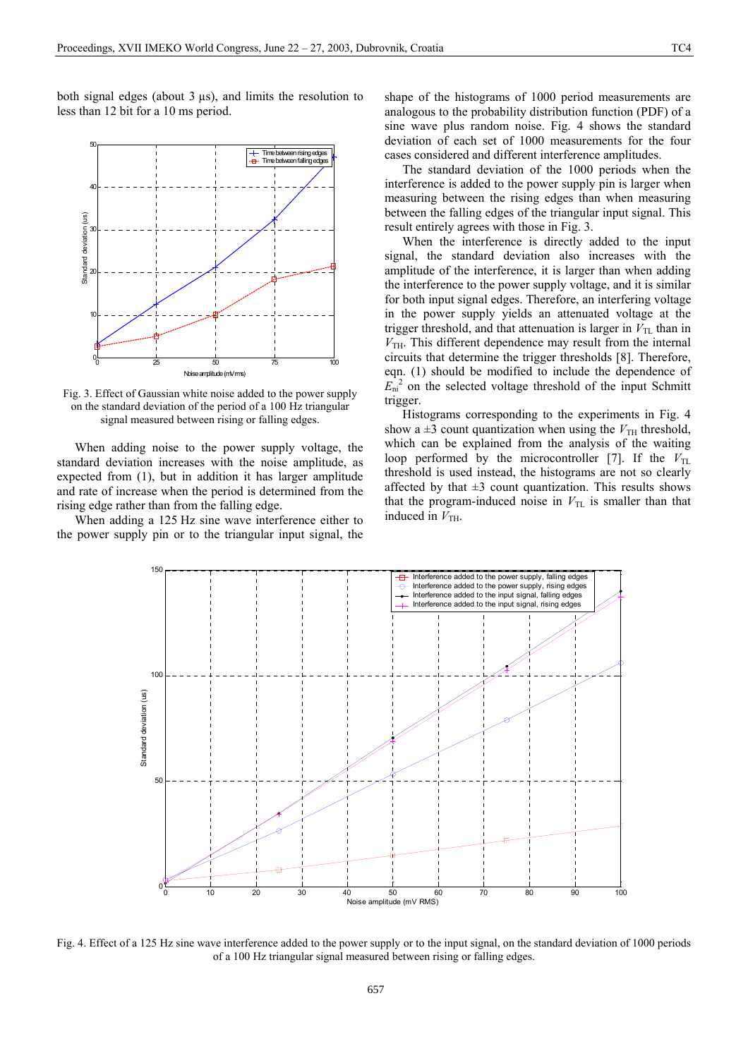both signal edges (about 3 µs), and limits the resolution to less than 12 bit for a 10 ms period.

Fig. 3. Effect of Gaussian white noise added to the power supply on the standard deviation of the period of a 100 Hz triangular signal measured between rising or falling edges.

When adding noise to the power supply voltage, the standard deviation increases with the noise amplitude, as expected from (1), but in addition it has larger amplitude and rate of increase when the period is determined from the rising edge rather than from the falling edge.

When adding a 125 Hz sine wave interference either to the power supply pin or to the triangular input signal, the shape of the histograms of 1000 period measurements are analogous to the probability distribution function (PDF) of a sine wave plus random noise. Fig. 4 shows the standard deviation of each set of 1000 measurements for the four cases considered and different interference amplitudes.

The standard deviation of the 1000 periods when the interference is added to the power supply pin is larger when measuring between the rising edges than when measuring between the falling edges of the triangular input signal. This result entirely agrees with those in Fig. 3.

When the interference is directly added to the input signal, the standard deviation also increases with the amplitude of the interference, it is larger than when adding the interference to the power supply voltage, and it is similar for both input signal edges. Therefore, an interfering voltage in the power supply yields an attenuated voltage at the trigger threshold, and that attenuation is larger in $V_{TL}$ than in $V_{TH}$. This different dependence may result from the internal circuits that determine the trigger thresholds [8]. Therefore, eqn. (1) should be modified to include the dependence of $E_{ni}^2$ on the selected voltage threshold of the input Schmitt trigger.

Histograms corresponding to the experiments in Fig. 4 show a ±3 count quantization when using the $V_{TH}$ threshold, which can be explained from the analysis of the waiting loop performed by the microcontroller [7]. If the $V_{TL}$ threshold is used instead, the histograms are not so clearly affected by that ±3 count quantization. This results shows that the program-induced noise in $V_{TL}$ is smaller than that induced in $V_{TH}$.

Fig. 4. Effect of a 125 Hz sine wave interference added to the power supply or to the input signal, on the standard deviation of 1000 periods of a 100 Hz triangular signal measured between rising or falling edges.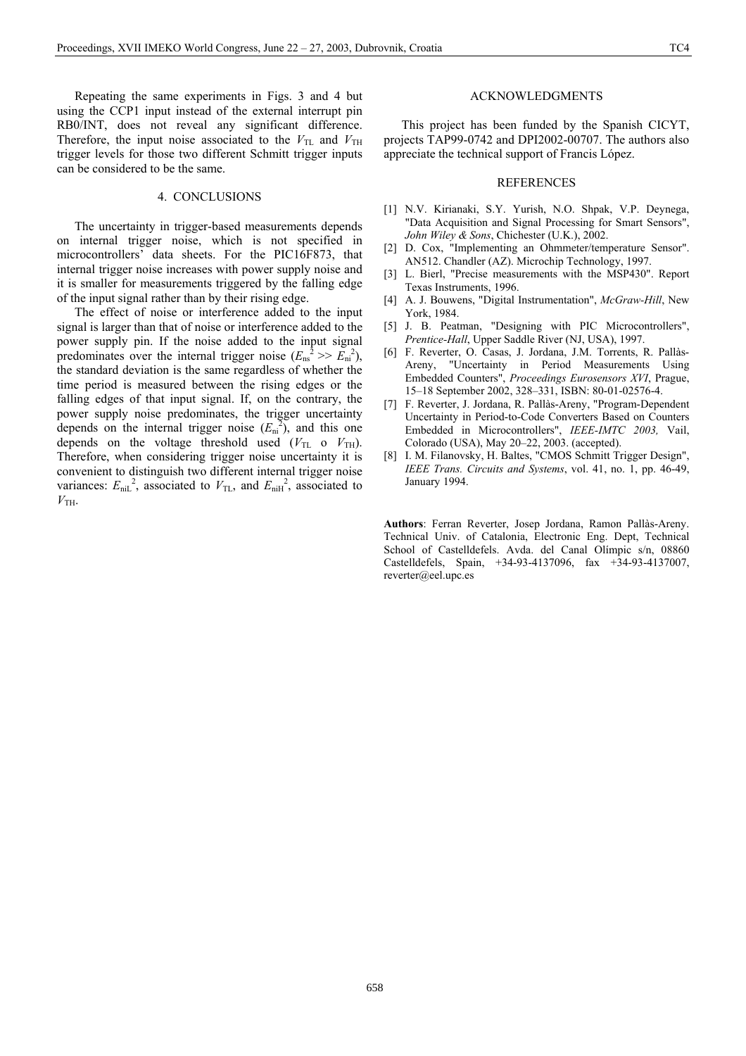Repeating the same experiments in Figs. 3 and 4 but using the CCP1 input instead of the external interrupt pin RB0/INT, does not reveal any significant difference. Therefore, the input noise associated to the $V_{TL}$ and $V_{TH}$ trigger levels for those two different Schmitt trigger inputs can be considered to be the same.

## 4. CONCLUSIONS

The uncertainty in trigger-based measurements depends on internal trigger noise, which is not specified in microcontrollers' data sheets. For the PIC16F873, that internal trigger noise increases with power supply noise and it is smaller for measurements triggered by the falling edge of the input signal rather than by their rising edge.

The effect of noise or interference added to the input signal is larger than that of noise or interference added to the power supply pin. If the noise added to the input signal predominates over the internal trigger noise ($E_{ns}^2 >> E_{ni}^2$), the standard deviation is the same regardless of whether the time period is measured between the rising edges or the falling edges of that input signal. If, on the contrary, the power supply noise predominates, the trigger uncertainty depends on the internal trigger noise ($E_{ni}^2$), and this one depends on the voltage threshold used ($V_{TL}$ o $V_{TH}$). Therefore, when considering trigger noise uncertainty it is convenient to distinguish two different internal trigger noise variances: $E_{niL}^2$, associated to $V_{TL}$, and $E_{niH}^2$, associated to $V_{TH}$.

## ACKNOWLEDGMENTS

This project has been funded by the Spanish CICYT, projects TAP99-0742 and DPI2002-00707. The authors also appreciate the technical support of Francis López.

## REFERENCES

[1] N.V. Kirianaki, S.Y. Yurish, N.O. Shpak, V.P. Deynega, "Data Acquisition and Signal Processing for Smart Sensors", *John Wiley & Sons*, Chichester (U.K.), 2002.

[2] D. Cox, "Implementing an Ohmmeter/temperature Sensor". AN512. Chandler (AZ). Microchip Technology, 1997.

[3] L. Bierl, "Precise measurements with the MSP430". Report Texas Instruments, 1996.

[4] A. J. Bouwens, "Digital Instrumentation", *McGraw-Hill*, New York, 1984.

[5] J. B. Peatman, "Designing with PIC Microcontrollers", *Prentice-Hall*, Upper Saddle River (NJ, USA), 1997.

[6] F. Reverter, O. Casas, J. Jordana, J.M. Torrents, R. Pallàs-Areny, "Uncertainty in Period Measurements Using Embedded Counters", *Proceedings Eurosensors XVI*, Prague, 15–18 September 2002, 328–331, ISBN: 80-01-02576-4.

[7] F. Reverter, J. Jordana, R. Pallàs-Areny, "Program-Dependent Uncertainty in Period-to-Code Converters Based on Counters Embedded in Microcontrollers", *IEEE-IMTC 2003,* Vail, Colorado (USA), May 20–22, 2003. (accepted).

[8] I. M. Filanovsky, H. Baltes, "CMOS Schmitt Trigger Design", *IEEE Trans. Circuits and Systems*, vol. 41, no. 1, pp. 46-49, January 1994.

**Authors**: Ferran Reverter, Josep Jordana, Ramon Pallàs-Areny. Technical Univ. of Catalonia, Electronic Eng. Dept, Technical School of Castelldefels. Avda. del Canal Olímpic s/n, 08860 Castelldefels, Spain, +34-93-4137096, fax +34-93-4137007, reverter@eel.upc.es